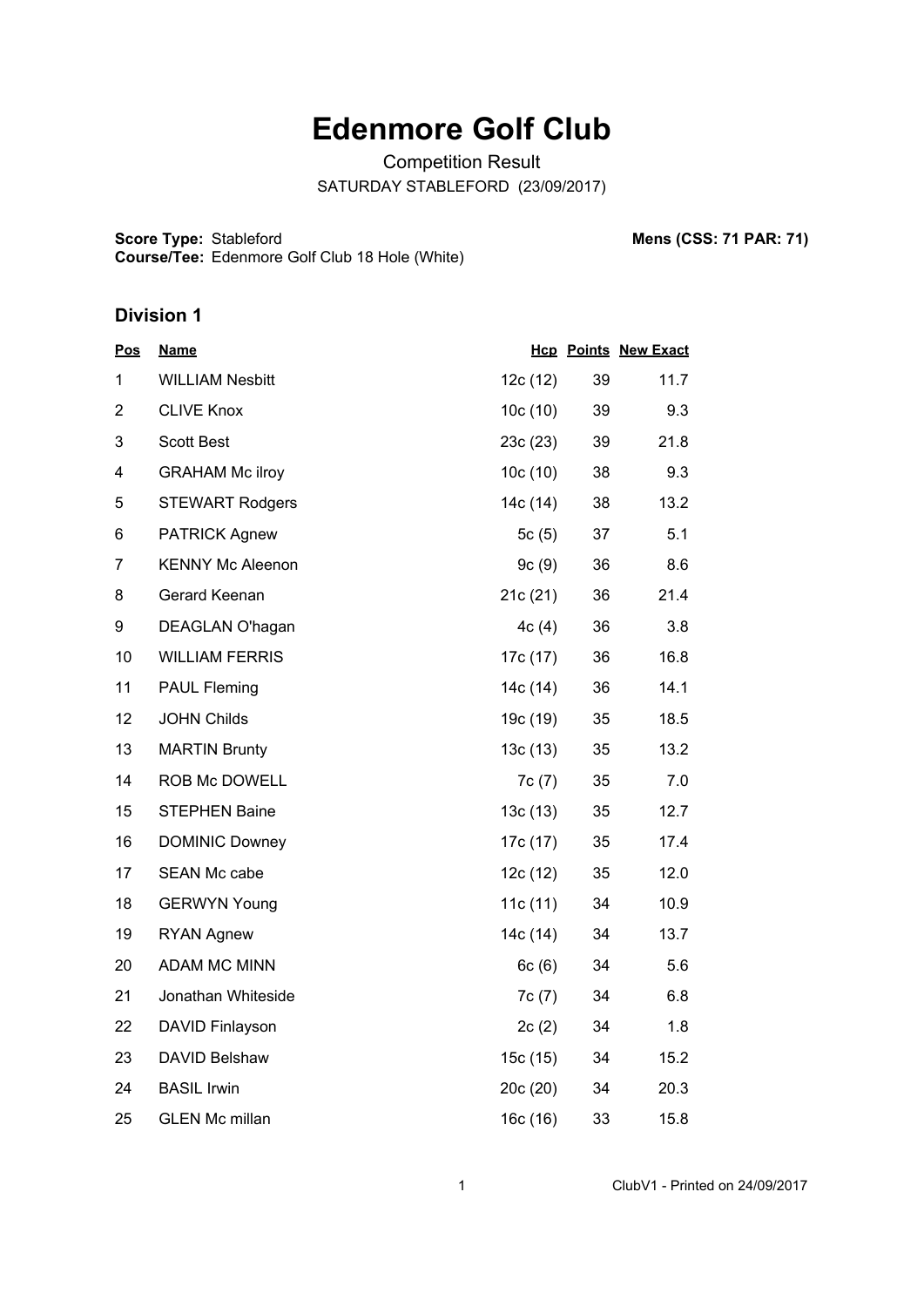# Edenmore Golf Club

Competition Result

SATURDAY STABLEFORD (23/09/2017)

**Score Type:** Stableford
**Course/Tee:** Edenmore Golf Club 18 Hole (White)

**Mens (CSS: 71 PAR: 71)**

## Division 1

| Pos | Name | Hcp | Points | New Exact |
|---|---|---|---|---|
| 1 | WILLIAM Nesbitt | 12c (12) | 39 | 11.7 |
| 2 | CLIVE Knox | 10c (10) | 39 | 9.3 |
| 3 | Scott Best | 23c (23) | 39 | 21.8 |
| 4 | GRAHAM Mc ilroy | 10c (10) | 38 | 9.3 |
| 5 | STEWART Rodgers | 14c (14) | 38 | 13.2 |
| 6 | PATRICK Agnew | 5c (5) | 37 | 5.1 |
| 7 | KENNY Mc Aleenon | 9c (9) | 36 | 8.6 |
| 8 | Gerard Keenan | 21c (21) | 36 | 21.4 |
| 9 | DEAGLAN O'hagan | 4c (4) | 36 | 3.8 |
| 10 | WILLIAM FERRIS | 17c (17) | 36 | 16.8 |
| 11 | PAUL Fleming | 14c (14) | 36 | 14.1 |
| 12 | JOHN Childs | 19c (19) | 35 | 18.5 |
| 13 | MARTIN Brunty | 13c (13) | 35 | 13.2 |
| 14 | ROB Mc DOWELL | 7c (7) | 35 | 7.0 |
| 15 | STEPHEN Baine | 13c (13) | 35 | 12.7 |
| 16 | DOMINIC Downey | 17c (17) | 35 | 17.4 |
| 17 | SEAN Mc cabe | 12c (12) | 35 | 12.0 |
| 18 | GERWYN Young | 11c (11) | 34 | 10.9 |
| 19 | RYAN Agnew | 14c (14) | 34 | 13.7 |
| 20 | ADAM MC MINN | 6c (6) | 34 | 5.6 |
| 21 | Jonathan Whiteside | 7c (7) | 34 | 6.8 |
| 22 | DAVID Finlayson | 2c (2) | 34 | 1.8 |
| 23 | DAVID Belshaw | 15c (15) | 34 | 15.2 |
| 24 | BASIL Irwin | 20c (20) | 34 | 20.3 |
| 25 | GLEN Mc millan | 16c (16) | 33 | 15.8 |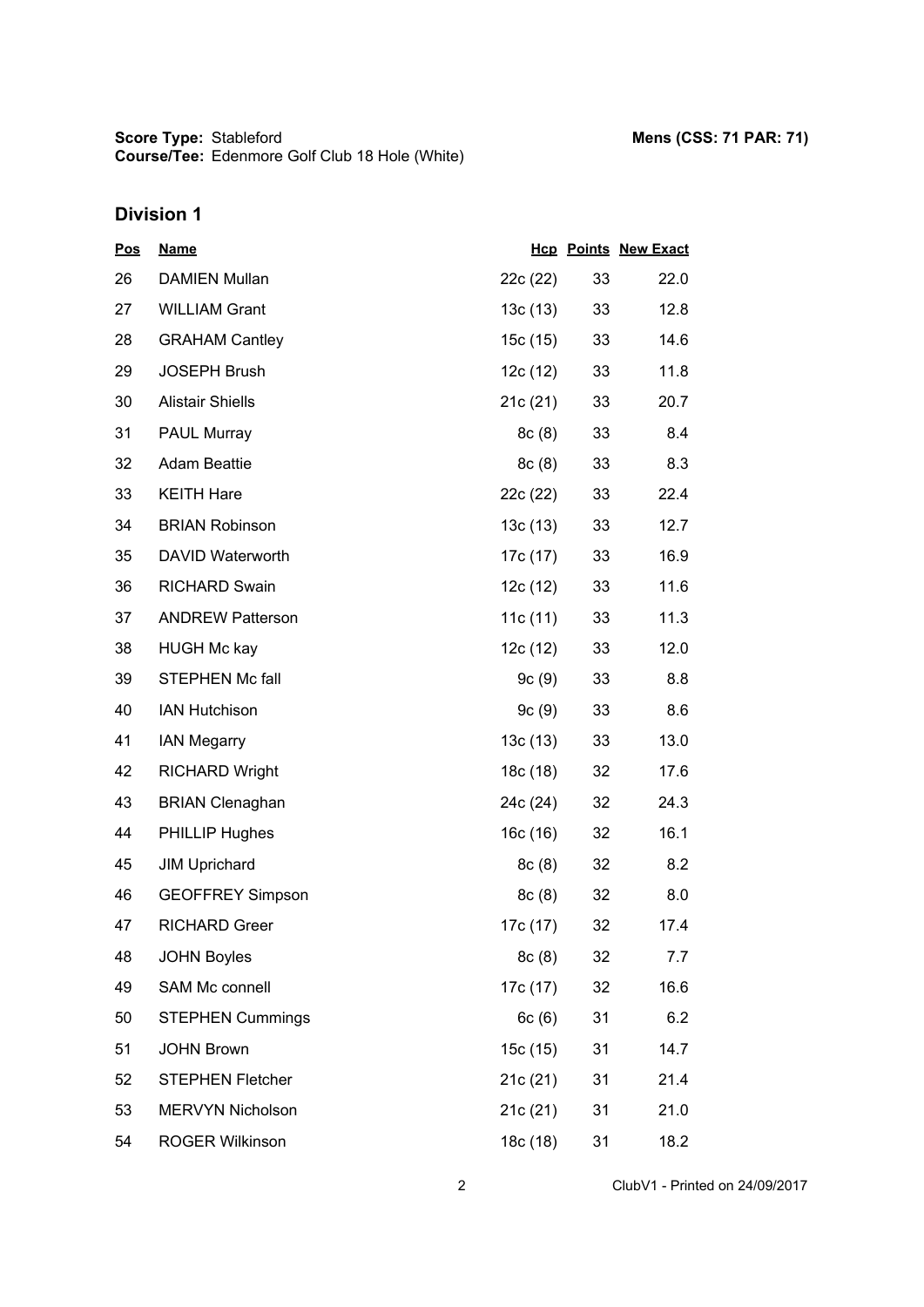**Score Type:** Stableford **Mens (CSS: 71 PAR: 71)**
**Course/Tee:** Edenmore Golf Club 18 Hole (White)

## Division 1

| Pos | Name | Hcp | Points | New Exact |
|---|---|---|---|---|
| 26 | DAMIEN Mullan | 22c (22) | 33 | 22.0 |
| 27 | WILLIAM Grant | 13c (13) | 33 | 12.8 |
| 28 | GRAHAM Cantley | 15c (15) | 33 | 14.6 |
| 29 | JOSEPH Brush | 12c (12) | 33 | 11.8 |
| 30 | Alistair Shiells | 21c (21) | 33 | 20.7 |
| 31 | PAUL Murray | 8c (8) | 33 | 8.4 |
| 32 | Adam Beattie | 8c (8) | 33 | 8.3 |
| 33 | KEITH Hare | 22c (22) | 33 | 22.4 |
| 34 | BRIAN Robinson | 13c (13) | 33 | 12.7 |
| 35 | DAVID Waterworth | 17c (17) | 33 | 16.9 |
| 36 | RICHARD Swain | 12c (12) | 33 | 11.6 |
| 37 | ANDREW Patterson | 11c (11) | 33 | 11.3 |
| 38 | HUGH Mc kay | 12c (12) | 33 | 12.0 |
| 39 | STEPHEN Mc fall | 9c (9) | 33 | 8.8 |
| 40 | IAN Hutchison | 9c (9) | 33 | 8.6 |
| 41 | IAN Megarry | 13c (13) | 33 | 13.0 |
| 42 | RICHARD Wright | 18c (18) | 32 | 17.6 |
| 43 | BRIAN Clenaghan | 24c (24) | 32 | 24.3 |
| 44 | PHILLIP Hughes | 16c (16) | 32 | 16.1 |
| 45 | JIM Uprichard | 8c (8) | 32 | 8.2 |
| 46 | GEOFFREY Simpson | 8c (8) | 32 | 8.0 |
| 47 | RICHARD Greer | 17c (17) | 32 | 17.4 |
| 48 | JOHN Boyles | 8c (8) | 32 | 7.7 |
| 49 | SAM Mc connell | 17c (17) | 32 | 16.6 |
| 50 | STEPHEN Cummings | 6c (6) | 31 | 6.2 |
| 51 | JOHN Brown | 15c (15) | 31 | 14.7 |
| 52 | STEPHEN Fletcher | 21c (21) | 31 | 21.4 |
| 53 | MERVYN Nicholson | 21c (21) | 31 | 21.0 |
| 54 | ROGER Wilkinson | 18c (18) | 31 | 18.2 |

ClubV1 - Printed on 24/09/2017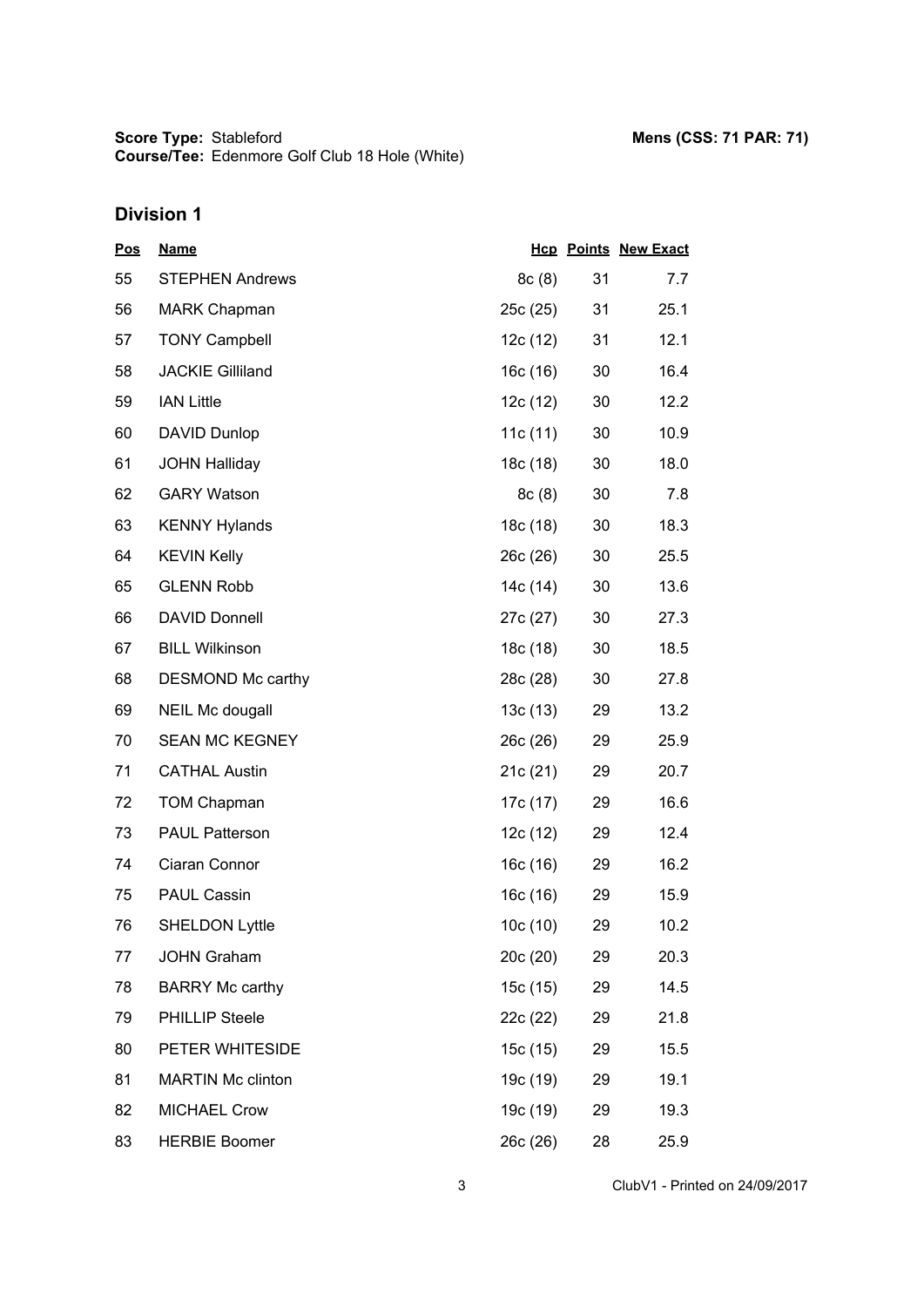**Score Type:** Stableford **Mens (CSS: 71 PAR: 71)**
**Course/Tee:** Edenmore Golf Club 18 Hole (White)

## Division 1

| Pos | Name | Hcp | Points | New Exact |
|---|---|---|---|---|
| 55 | STEPHEN Andrews | 8c (8) | 31 | 7.7 |
| 56 | MARK Chapman | 25c (25) | 31 | 25.1 |
| 57 | TONY Campbell | 12c (12) | 31 | 12.1 |
| 58 | JACKIE Gilliland | 16c (16) | 30 | 16.4 |
| 59 | IAN Little | 12c (12) | 30 | 12.2 |
| 60 | DAVID Dunlop | 11c (11) | 30 | 10.9 |
| 61 | JOHN Halliday | 18c (18) | 30 | 18.0 |
| 62 | GARY Watson | 8c (8) | 30 | 7.8 |
| 63 | KENNY Hylands | 18c (18) | 30 | 18.3 |
| 64 | KEVIN Kelly | 26c (26) | 30 | 25.5 |
| 65 | GLENN Robb | 14c (14) | 30 | 13.6 |
| 66 | DAVID Donnell | 27c (27) | 30 | 27.3 |
| 67 | BILL Wilkinson | 18c (18) | 30 | 18.5 |
| 68 | DESMOND Mc carthy | 28c (28) | 30 | 27.8 |
| 69 | NEIL Mc dougall | 13c (13) | 29 | 13.2 |
| 70 | SEAN MC KEGNEY | 26c (26) | 29 | 25.9 |
| 71 | CATHAL Austin | 21c (21) | 29 | 20.7 |
| 72 | TOM Chapman | 17c (17) | 29 | 16.6 |
| 73 | PAUL Patterson | 12c (12) | 29 | 12.4 |
| 74 | Ciaran Connor | 16c (16) | 29 | 16.2 |
| 75 | PAUL Cassin | 16c (16) | 29 | 15.9 |
| 76 | SHELDON Lyttle | 10c (10) | 29 | 10.2 |
| 77 | JOHN Graham | 20c (20) | 29 | 20.3 |
| 78 | BARRY Mc carthy | 15c (15) | 29 | 14.5 |
| 79 | PHILLIP Steele | 22c (22) | 29 | 21.8 |
| 80 | PETER WHITESIDE | 15c (15) | 29 | 15.5 |
| 81 | MARTIN Mc clinton | 19c (19) | 29 | 19.1 |
| 82 | MICHAEL Crow | 19c (19) | 29 | 19.3 |
| 83 | HERBIE Boomer | 26c (26) | 28 | 25.9 |

ClubV1 - Printed on 24/09/2017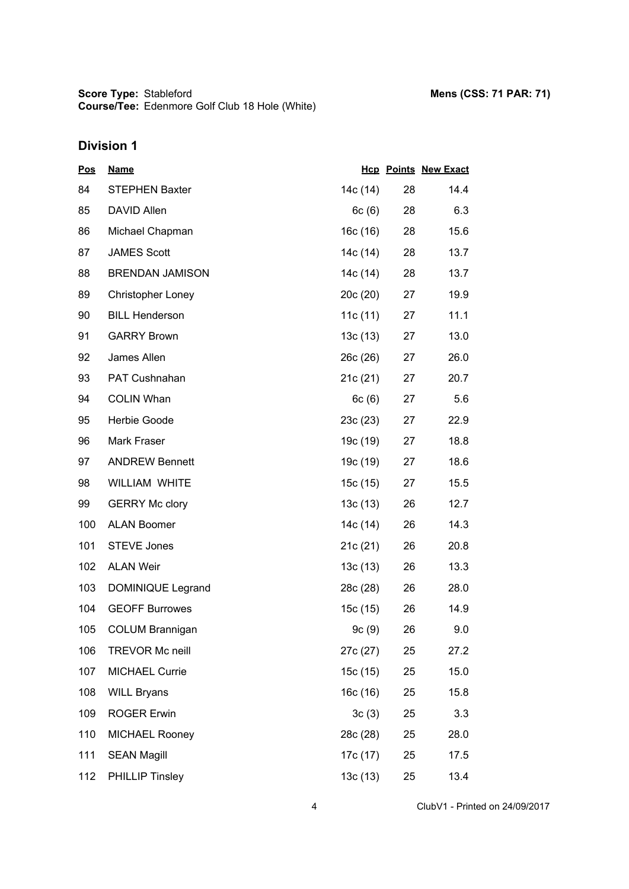**Score Type:** Stableford **Mens (CSS: 71 PAR: 71)**
**Course/Tee:** Edenmore Golf Club 18 Hole (White)

## Division 1

| Pos | Name | Hcp | Points | New Exact |
|---|---|---|---|---|
| 84 | STEPHEN Baxter | 14c (14) | 28 | 14.4 |
| 85 | DAVID Allen | 6c (6) | 28 | 6.3 |
| 86 | Michael Chapman | 16c (16) | 28 | 15.6 |
| 87 | JAMES Scott | 14c (14) | 28 | 13.7 |
| 88 | BRENDAN JAMISON | 14c (14) | 28 | 13.7 |
| 89 | Christopher Loney | 20c (20) | 27 | 19.9 |
| 90 | BILL Henderson | 11c (11) | 27 | 11.1 |
| 91 | GARRY Brown | 13c (13) | 27 | 13.0 |
| 92 | James Allen | 26c (26) | 27 | 26.0 |
| 93 | PAT Cushnahan | 21c (21) | 27 | 20.7 |
| 94 | COLIN Whan | 6c (6) | 27 | 5.6 |
| 95 | Herbie Goode | 23c (23) | 27 | 22.9 |
| 96 | Mark Fraser | 19c (19) | 27 | 18.8 |
| 97 | ANDREW Bennett | 19c (19) | 27 | 18.6 |
| 98 | WILLIAM WHITE | 15c (15) | 27 | 15.5 |
| 99 | GERRY Mc clory | 13c (13) | 26 | 12.7 |
| 100 | ALAN Boomer | 14c (14) | 26 | 14.3 |
| 101 | STEVE Jones | 21c (21) | 26 | 20.8 |
| 102 | ALAN Weir | 13c (13) | 26 | 13.3 |
| 103 | DOMINIQUE Legrand | 28c (28) | 26 | 28.0 |
| 104 | GEOFF Burrowes | 15c (15) | 26 | 14.9 |
| 105 | COLUM Brannigan | 9c (9) | 26 | 9.0 |
| 106 | TREVOR Mc neill | 27c (27) | 25 | 27.2 |
| 107 | MICHAEL Currie | 15c (15) | 25 | 15.0 |
| 108 | WILL Bryans | 16c (16) | 25 | 15.8 |
| 109 | ROGER Erwin | 3c (3) | 25 | 3.3 |
| 110 | MICHAEL Rooney | 28c (28) | 25 | 28.0 |
| 111 | SEAN Magill | 17c (17) | 25 | 17.5 |
| 112 | PHILLIP Tinsley | 13c (13) | 25 | 13.4 |

ClubV1 - Printed on 24/09/2017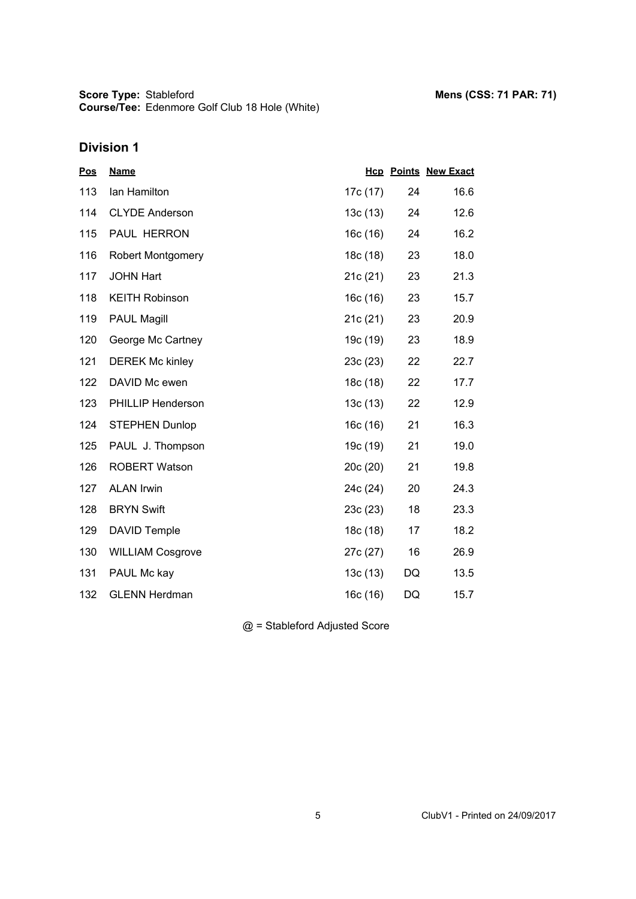**Score Type:** Stableford
**Course/Tee:** Edenmore Golf Club 18 Hole (White)

**Mens (CSS: 71 PAR: 71)**

## Division 1

| Pos | Name | Hcp | Points | New Exact |
|---|---|---|---|---|
| 113 | Ian Hamilton | 17c (17) | 24 | 16.6 |
| 114 | CLYDE Anderson | 13c (13) | 24 | 12.6 |
| 115 | PAUL HERRON | 16c (16) | 24 | 16.2 |
| 116 | Robert Montgomery | 18c (18) | 23 | 18.0 |
| 117 | JOHN Hart | 21c (21) | 23 | 21.3 |
| 118 | KEITH Robinson | 16c (16) | 23 | 15.7 |
| 119 | PAUL Magill | 21c (21) | 23 | 20.9 |
| 120 | George Mc Cartney | 19c (19) | 23 | 18.9 |
| 121 | DEREK Mc kinley | 23c (23) | 22 | 22.7 |
| 122 | DAVID Mc ewen | 18c (18) | 22 | 17.7 |
| 123 | PHILLIP Henderson | 13c (13) | 22 | 12.9 |
| 124 | STEPHEN Dunlop | 16c (16) | 21 | 16.3 |
| 125 | PAUL J. Thompson | 19c (19) | 21 | 19.0 |
| 126 | ROBERT Watson | 20c (20) | 21 | 19.8 |
| 127 | ALAN Irwin | 24c (24) | 20 | 24.3 |
| 128 | BRYN Swift | 23c (23) | 18 | 23.3 |
| 129 | DAVID Temple | 18c (18) | 17 | 18.2 |
| 130 | WILLIAM Cosgrove | 27c (27) | 16 | 26.9 |
| 131 | PAUL Mc kay | 13c (13) | DQ | 13.5 |
| 132 | GLENN Herdman | 16c (16) | DQ | 15.7 |

@ = Stableford Adjusted Score

ClubV1 - Printed on 24/09/2017